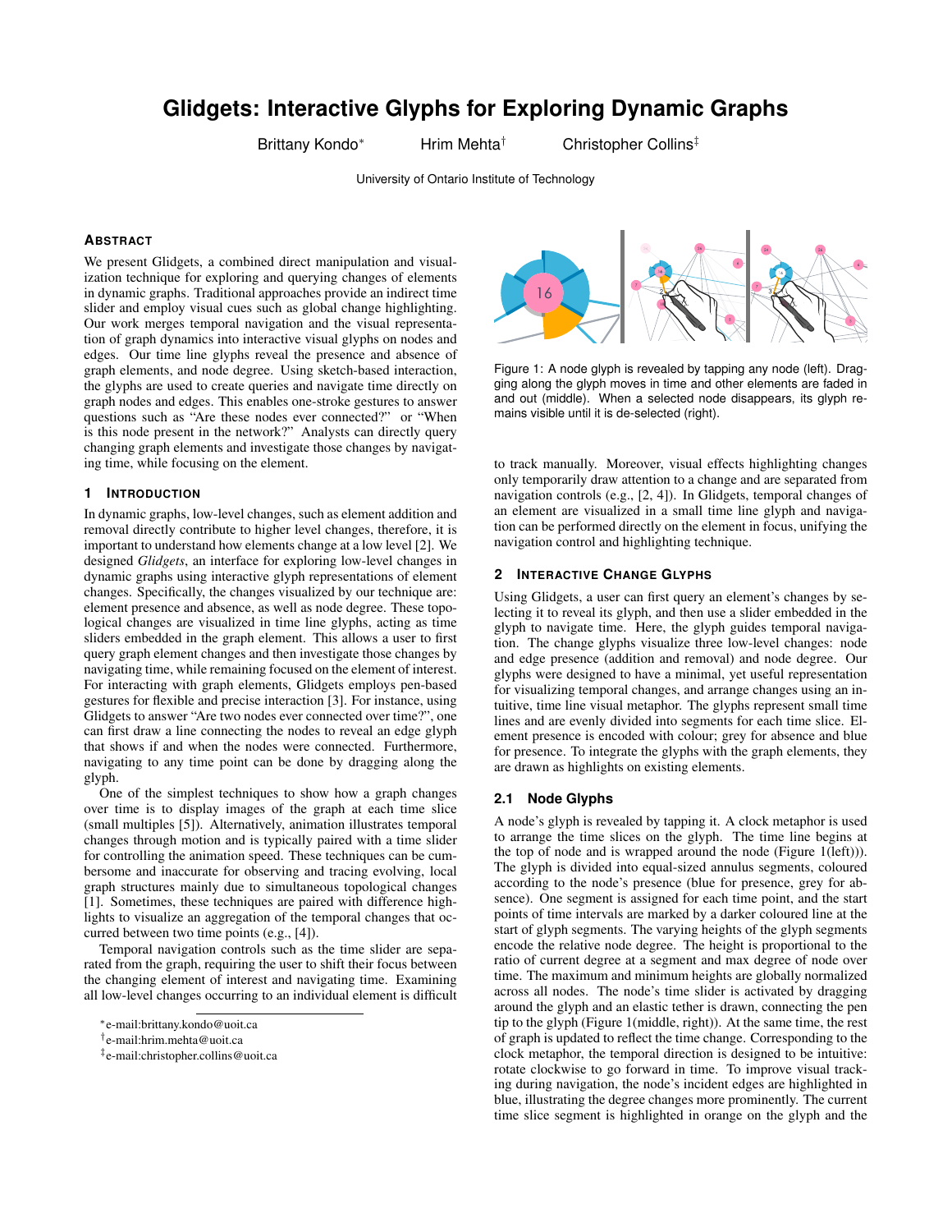# Glidgets: Interactive Glyphs for Exploring Dynamic Graphs

Brittany Kondo* Hrim Mehta† Christopher Collins‡

University of Ontario Institute of Technology

## Abstract

We present Glidgets, a combined direct manipulation and visualization technique for exploring and querying changes of elements in dynamic graphs. Traditional approaches provide an indirect time slider and employ visual cues such as global change highlighting. Our work merges temporal navigation and the visual representation of graph dynamics into interactive visual glyphs on nodes and edges. Our time line glyphs reveal the presence and absence of graph elements, and node degree. Using sketch-based interaction, the glyphs are used to create queries and navigate time directly on graph nodes and edges. This enables one-stroke gestures to answer questions such as "Are these nodes ever connected?" or "When is this node present in the network?" Analysts can directly query changing graph elements and investigate those changes by navigating time, while focusing on the element.

## 1 Introduction

In dynamic graphs, low-level changes, such as element addition and removal directly contribute to higher level changes, therefore, it is important to understand how elements change at a low level [2]. We designed *Glidgets*, an interface for exploring low-level changes in dynamic graphs using interactive glyph representations of element changes. Specifically, the changes visualized by our technique are: element presence and absence, as well as node degree. These topological changes are visualized in time line glyphs, acting as time sliders embedded in the graph element. This allows a user to first query graph element changes and then investigate those changes by navigating time, while remaining focused on the element of interest. For interacting with graph elements, Glidgets employs pen-based gestures for flexible and precise interaction [3]. For instance, using Glidgets to answer "Are two nodes ever connected over time?", one can first draw a line connecting the nodes to reveal an edge glyph that shows if and when the nodes were connected. Furthermore, navigating to any time point can be done by dragging along the glyph.

One of the simplest techniques to show how a graph changes over time is to display images of the graph at each time slice (small multiples [5]). Alternatively, animation illustrates temporal changes through motion and is typically paired with a time slider for controlling the animation speed. These techniques can be cumbersome and inaccurate for observing and tracing evolving, local graph structures mainly due to simultaneous topological changes [1]. Sometimes, these techniques are paired with difference highlights to visualize an aggregation of the temporal changes that occurred between two time points (e.g., [4]).

Temporal navigation controls such as the time slider are separated from the graph, requiring the user to shift their focus between the changing element of interest and navigating time. Examining all low-level changes occurring to an individual element is difficult to track manually. Moreover, visual effects highlighting changes only temporarily draw attention to a change and are separated from navigation controls (e.g., [2, 4]). In Glidgets, temporal changes of an element are visualized in a small time line glyph and navigation can be performed directly on the element in focus, unifying the navigation control and highlighting technique.

Figure 1: A node glyph is revealed by tapping any node (left). Dragging along the glyph moves in time and other elements are faded in and out (middle). When a selected node disappears, its glyph remains visible until it is de-selected (right).

## 2 Interactive Change Glyphs

Using Glidgets, a user can first query an element's changes by selecting it to reveal its glyph, and then use a slider embedded in the glyph to navigate time. Here, the glyph guides temporal navigation. The change glyphs visualize three low-level changes: node and edge presence (addition and removal) and node degree. Our glyphs were designed to have a minimal, yet useful representation for visualizing temporal changes, and arrange changes using an intuitive, time line visual metaphor. The glyphs represent small time lines and are evenly divided into segments for each time slice. Element presence is encoded with colour; grey for absence and blue for presence. To integrate the glyphs with the graph elements, they are drawn as highlights on existing elements.

### 2.1 Node Glyphs

A node's glyph is revealed by tapping it. A clock metaphor is used to arrange the time slices on the glyph. The time line begins at the top of node and is wrapped around the node (Figure 1(left))). The glyph is divided into equal-sized annulus segments, coloured according to the node's presence (blue for presence, grey for absence). One segment is assigned for each time point, and the start points of time intervals are marked by a darker coloured line at the start of glyph segments. The varying heights of the glyph segments encode the relative node degree. The height is proportional to the ratio of current degree at a segment and max degree of node over time. The maximum and minimum heights are globally normalized across all nodes. The node's time slider is activated by dragging around the glyph and an elastic tether is drawn, connecting the pen tip to the glyph (Figure 1(middle, right)). At the same time, the rest of graph is updated to reflect the time change. Corresponding to the clock metaphor, the temporal direction is designed to be intuitive: rotate clockwise to go forward in time. To improve visual tracking during navigation, the node's incident edges are highlighted in blue, illustrating the degree changes more prominently. The current time slice segment is highlighted in orange on the glyph and the

*e-mail:brittany.kondo@uoit.ca
†e-mail:hrim.mehta@uoit.ca
‡e-mail:christopher.collins@uoit.ca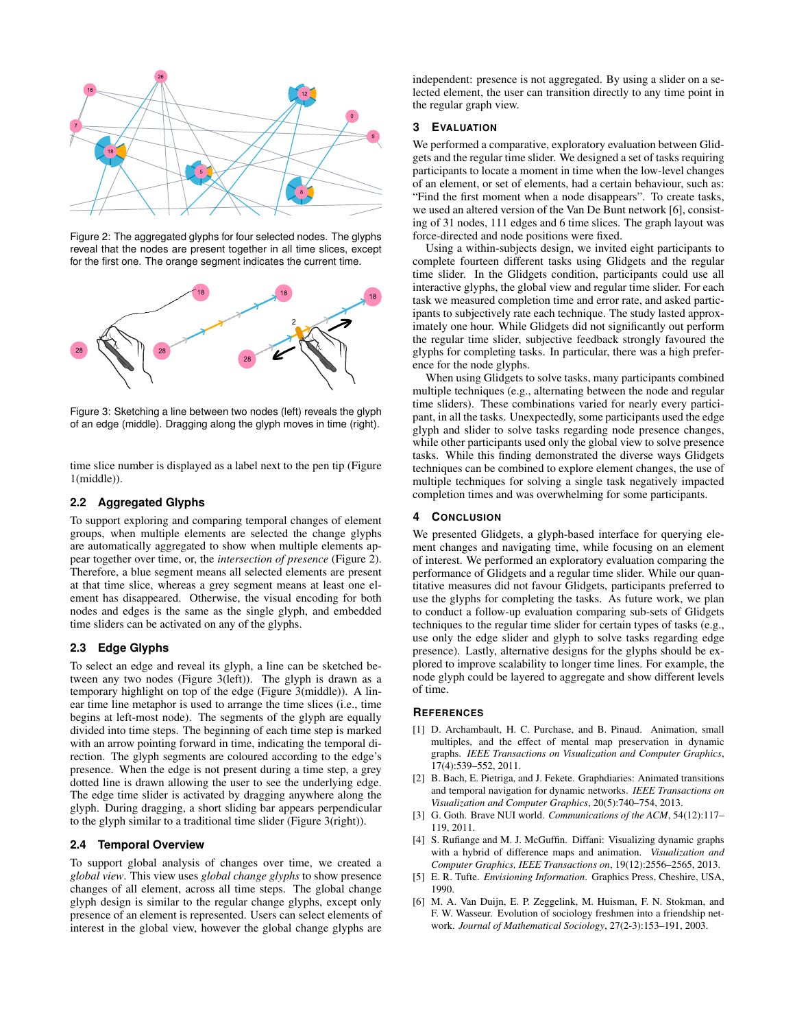16

26

12

0

7

9

18

5

6

Figure 2: The aggregated glyphs for four selected nodes. The glyphs reveal that the nodes are present together in all time slices, except for the first one. The orange segment indicates the current time.

18

18

18

2

28

28

28

Figure 3: Sketching a line between two nodes (left) reveals the glyph of an edge (middle). Dragging along the glyph moves in time (right).

time slice number is displayed as a label next to the pen tip (Figure 1(middle)).

### 2.2 Aggregated Glyphs

To support exploring and comparing temporal changes of element groups, when multiple elements are selected the change glyphs are automatically aggregated to show when multiple elements appear together over time, or, the *intersection of presence* (Figure 2). Therefore, a blue segment means all selected elements are present at that time slice, whereas a grey segment means at least one element has disappeared. Otherwise, the visual encoding for both nodes and edges is the same as the single glyph, and embedded time sliders can be activated on any of the glyphs.

### 2.3 Edge Glyphs

To select an edge and reveal its glyph, a line can be sketched between any two nodes (Figure 3(left)). The glyph is drawn as a temporary highlight on top of the edge (Figure 3(middle)). A linear time line metaphor is used to arrange the time slices (i.e., time begins at left-most node). The segments of the glyph are equally divided into time steps. The beginning of each time step is marked with an arrow pointing forward in time, indicating the temporal direction. The glyph segments are coloured according to the edge's presence. When the edge is not present during a time step, a grey dotted line is drawn allowing the user to see the underlying edge. The edge time slider is activated by dragging anywhere along the glyph. During dragging, a short sliding bar appears perpendicular to the glyph similar to a traditional time slider (Figure 3(right)).

### 2.4 Temporal Overview

To support global analysis of changes over time, we created a *global view*. This view uses *global change glyphs* to show presence changes of all element, across all time steps. The global change glyph design is similar to the regular change glyphs, except only presence of an element is represented. Users can select elements of interest in the global view, however the global change glyphs are independent: presence is not aggregated. By using a slider on a selected element, the user can transition directly to any time point in the regular graph view.

## 3 Evaluation

We performed a comparative, exploratory evaluation between Glidgets and the regular time slider. We designed a set of tasks requiring participants to locate a moment in time when the low-level changes of an element, or set of elements, had a certain behaviour, such as: "Find the first moment when a node disappears". To create tasks, we used an altered version of the Van De Bunt network [6], consisting of 31 nodes, 111 edges and 6 time slices. The graph layout was force-directed and node positions were fixed.

Using a within-subjects design, we invited eight participants to complete fourteen different tasks using Glidgets and the regular time slider. In the Glidgets condition, participants could use all interactive glyphs, the global view and regular time slider. For each task we measured completion time and error rate, and asked participants to subjectively rate each technique. The study lasted approximately one hour. While Glidgets did not significantly out perform the regular time slider, subjective feedback strongly favoured the glyphs for completing tasks. In particular, there was a high preference for the node glyphs.

When using Glidgets to solve tasks, many participants combined multiple techniques (e.g., alternating between the node and regular time sliders). These combinations varied for nearly every participant, in all the tasks. Unexpectedly, some participants used the edge glyph and slider to solve tasks regarding node presence changes, while other participants used only the global view to solve presence tasks. While this finding demonstrated the diverse ways Glidgets techniques can be combined to explore element changes, the use of multiple techniques for solving a single task negatively impacted completion times and was overwhelming for some participants.

## 4 Conclusion

We presented Glidgets, a glyph-based interface for querying element changes and navigating time, while focusing on an element of interest. We performed an exploratory evaluation comparing the performance of Glidgets and a regular time slider. While our quantitative measures did not favour Glidgets, participants preferred to use the glyphs for completing the tasks. As future work, we plan to conduct a follow-up evaluation comparing sub-sets of Glidgets techniques to the regular time slider for certain types of tasks (e.g., use only the edge slider and glyph to solve tasks regarding edge presence). Lastly, alternative designs for the glyphs should be explored to improve scalability to longer time lines. For example, the node glyph could be layered to aggregate and show different levels of time.

## References

[1] D. Archambault, H. C. Purchase, and B. Pinaud. Animation, small multiples, and the effect of mental map preservation in dynamic graphs. *IEEE Transactions on Visualization and Computer Graphics*, 17(4):539–552, 2011.

[2] B. Bach, E. Pietriga, and J. Fekete. Graphdiaries: Animated transitions and temporal navigation for dynamic networks. *IEEE Transactions on Visualization and Computer Graphics*, 20(5):740–754, 2013.

[3] G. Goth. Brave NUI world. *Communications of the ACM*, 54(12):117–119, 2011.

[4] S. Rufiange and M. J. McGuffin. Diffani: Visualizing dynamic graphs with a hybrid of difference maps and animation. *Visualization and Computer Graphics, IEEE Transactions on*, 19(12):2556–2565, 2013.

[5] E. R. Tufte. *Envisioning Information*. Graphics Press, Cheshire, USA, 1990.

[6] M. A. Van Duijn, E. P. Zeggelink, M. Huisman, F. N. Stokman, and F. W. Wasseur. Evolution of sociology freshmen into a friendship network. *Journal of Mathematical Sociology*, 27(2-3):153–191, 2003.